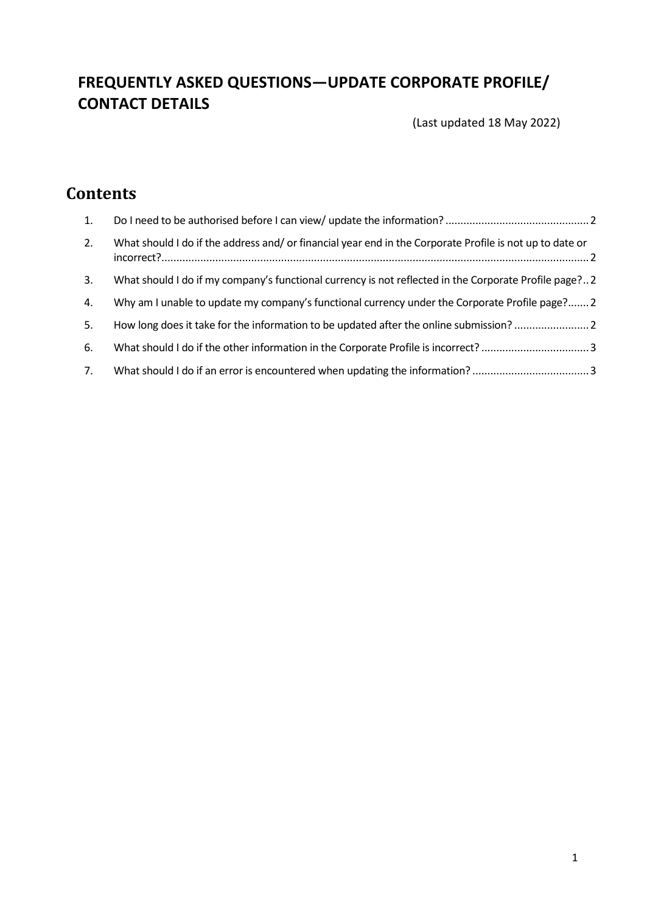# FREQUENTLY ASKED QUESTIONS—UPDATE CORPORATE PROFILE/ CONTACT DETAILS

(Last updated 18 May 2022)

## Contents

1. Do I need to be authorised before I can view/ update the information? ....... 2
2. What should I do if the address and/ or financial year end in the Corporate Profile is not up to date or incorrect? ....... 2
3. What should I do if my company's functional currency is not reflected in the Corporate Profile page? .. 2
4. Why am I unable to update my company's functional currency under the Corporate Profile page? ....... 2
5. How long does it take for the information to be updated after the online submission? ....... 2
6. What should I do if the other information in the Corporate Profile is incorrect? ....... 3
7. What should I do if an error is encountered when updating the information? ....... 3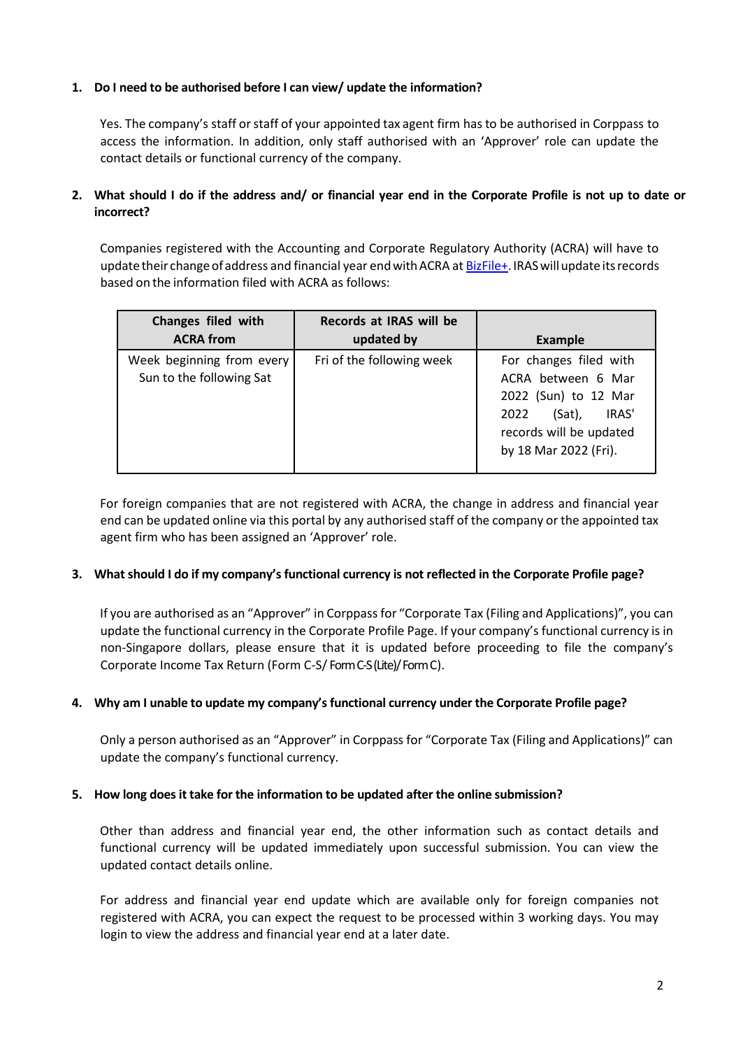**1. Do I need to be authorised before I can view/ update the information?**

Yes. The company's staff or staff of your appointed tax agent firm has to be authorised in Corppass to access the information. In addition, only staff authorised with an 'Approver' role can update the contact details or functional currency of the company.

**2. What should I do if the address and/ or financial year end in the Corporate Profile is not up to date or incorrect?**

Companies registered with the Accounting and Corporate Regulatory Authority (ACRA) will have to update their change of address and financial year end with ACRA at [BizFile+](). IRAS will update its records based on the information filed with ACRA as follows:

| Changes filed with ACRA from | Records at IRAS will be updated by | Example |
|---|---|---|
| Week beginning from every Sun to the following Sat | Fri of the following week | For changes filed with ACRA between 6 Mar 2022 (Sun) to 12 Mar 2022 (Sat), IRAS' records will be updated by 18 Mar 2022 (Fri). |

For foreign companies that are not registered with ACRA, the change in address and financial year end can be updated online via this portal by any authorised staff of the company or the appointed tax agent firm who has been assigned an 'Approver' role.

**3. What should I do if my company's functional currency is not reflected in the Corporate Profile page?**

If you are authorised as an "Approver" in Corppass for "Corporate Tax (Filing and Applications)", you can update the functional currency in the Corporate Profile Page. If your company's functional currency is in non-Singapore dollars, please ensure that it is updated before proceeding to file the company's Corporate Income Tax Return (Form C-S/ Form C-S (Lite)/ Form C).

**4. Why am I unable to update my company's functional currency under the Corporate Profile page?**

Only a person authorised as an "Approver" in Corppass for "Corporate Tax (Filing and Applications)" can update the company's functional currency.

**5. How long does it take for the information to be updated after the online submission?**

Other than address and financial year end, the other information such as contact details and functional currency will be updated immediately upon successful submission. You can view the updated contact details online.

For address and financial year end update which are available only for foreign companies not registered with ACRA, you can expect the request to be processed within 3 working days. You may login to view the address and financial year end at a later date.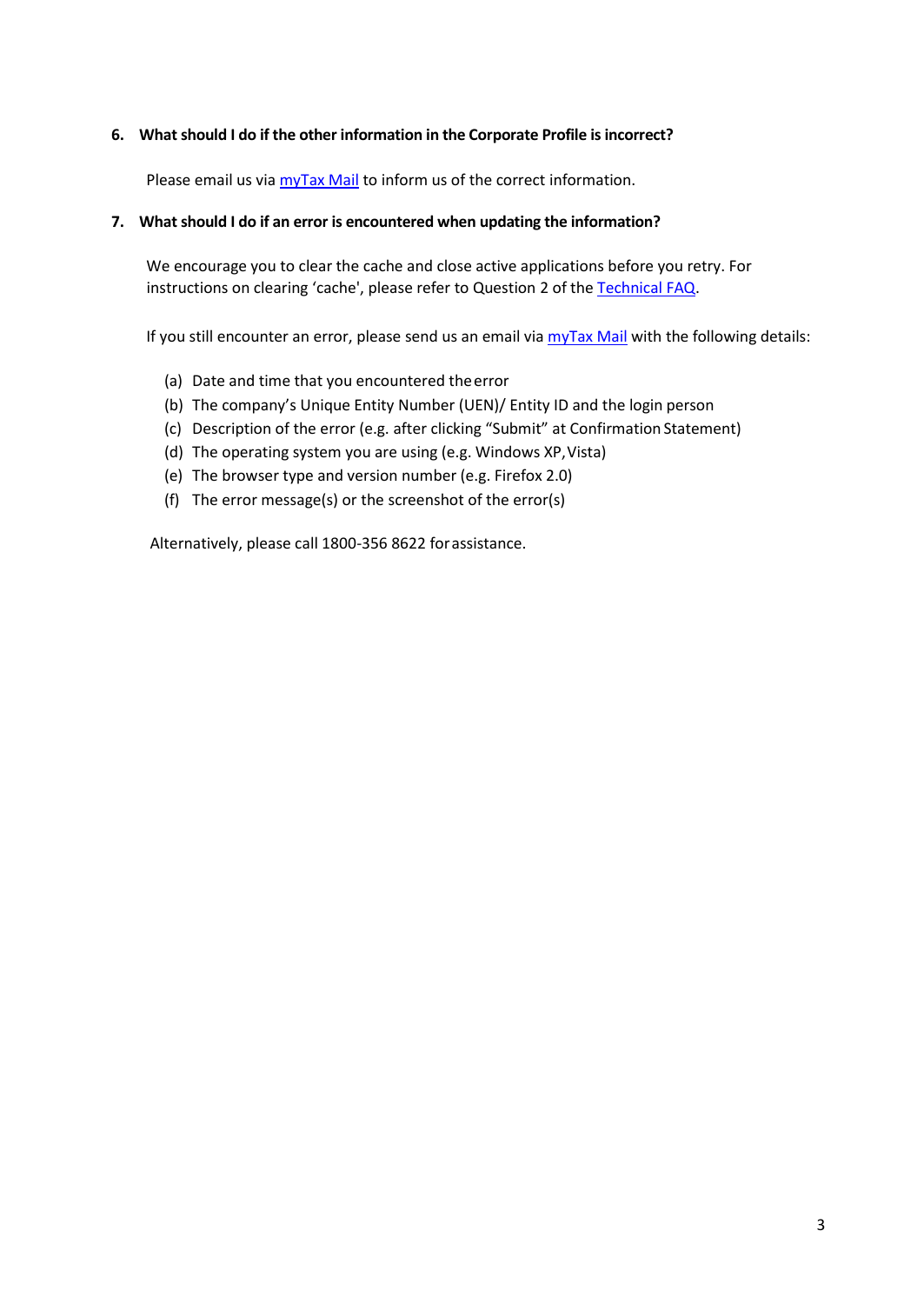**6. What should I do if the other information in the Corporate Profile is incorrect?**

Please email us via [myTax Mail](#) to inform us of the correct information.

**7. What should I do if an error is encountered when updating the information?**

We encourage you to clear the cache and close active applications before you retry. For instructions on clearing 'cache', please refer to Question 2 of the [Technical FAQ](#).

If you still encounter an error, please send us an email via [myTax Mail](#) with the following details:

(a) Date and time that you encountered the error
(b) The company's Unique Entity Number (UEN)/ Entity ID and the login person
(c) Description of the error (e.g. after clicking "Submit" at Confirmation Statement)
(d) The operating system you are using (e.g. Windows XP, Vista)
(e) The browser type and version number (e.g. Firefox 2.0)
(f) The error message(s) or the screenshot of the error(s)

Alternatively, please call 1800-356 8622 for assistance.